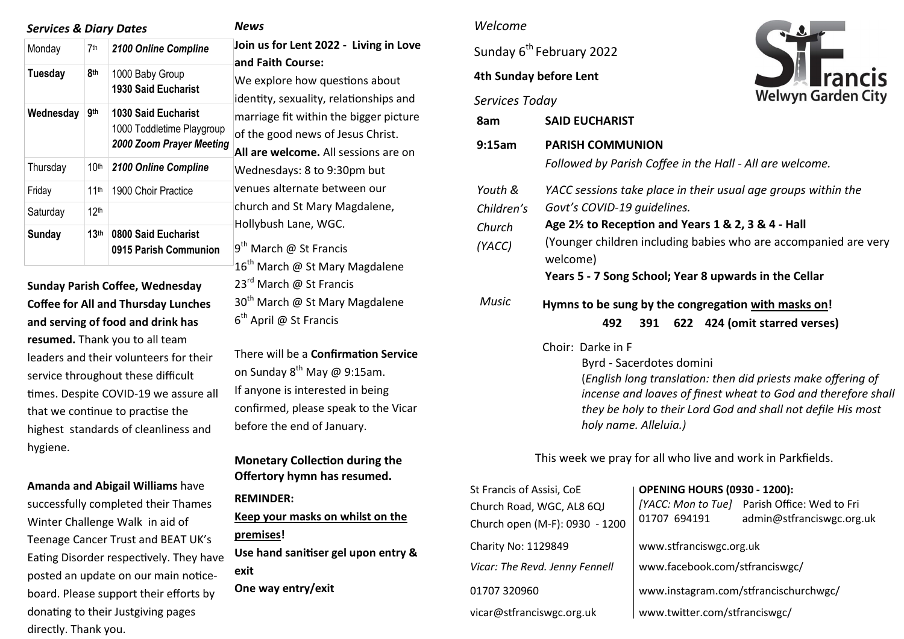### *Services & Diary Dates*

| Monday | 7th | ***2100 Online Compline*** |
|---|---|---|
| **Tuesday** | **8th** | 1000 Baby Group<br>**1930 Said Eucharist** |
| **Wednesday** | **9th** | **1030 Said Eucharist**<br>1000 Toddletime Playgroup<br>***2000 Zoom Prayer Meeting*** |
| Thursday | 10th | ***2100 Online Compline*** |
| Friday | 11th | 1900 Choir Practice |
| Saturday | 12th | |
| **Sunday** | **13th** | **0800 Said Eucharist**<br>**0915 Parish Communion** |

**Sunday Parish Coffee, Wednesday Coffee for All and Thursday Lunches and serving of food and drink has resumed.** Thank you to all team leaders and their volunteers for their service throughout these difficult times. Despite COVID-19 we assure all that we continue to practise the highest standards of cleanliness and hygiene.

**Amanda and Abigail Williams** have successfully completed their Thames Winter Challenge Walk in aid of Teenage Cancer Trust and BEAT UK's Eating Disorder respectively. They have posted an update on our main notice-board. Please support their efforts by donating to their Justgiving pages directly. Thank you.

### *News*

**Join us for Lent 2022 - Living in Love and Faith Course:**
We explore how questions about identity, sexuality, relationships and marriage fit within the bigger picture of the good news of Jesus Christ.
**All are welcome.** All sessions are on Wednesdays: 8 to 9:30pm but venues alternate between our church and St Mary Magdalene, Hollybush Lane, WGC.

9th March @ St Francis
16th March @ St Mary Magdalene
23rd March @ St Francis
30th March @ St Mary Magdalene
6th April @ St Francis

There will be a **Confirmation Service** on Sunday 8th May @ 9:15am.
If anyone is interested in being confirmed, please speak to the Vicar before the end of January.

**Monetary Collection during the Offertory hymn has resumed.**

**REMINDER:**
**Keep your masks on whilst on the premises!**
**Use hand sanitiser gel upon entry & exit**
**One way entry/exit**

*Welcome*

Sunday 6th February 2022

**4th Sunday before Lent**

**St Francis Welwyn Garden City**

*Services Today*

**8am** **SAID EUCHARIST**

**9:15am** **PARISH COMMUNION**
*Followed by Parish Coffee in the Hall - All are welcome.*

*Youth & Children's Church (YACC)*
*YACC sessions take place in their usual age groups within the Govt's COVID-19 guidelines.*
**Age 2½ to Reception and Years 1 & 2, 3 & 4 - Hall**
(Younger children including babies who are accompanied are very welcome)
**Years 5 - 7 Song School; Year 8 upwards in the Cellar**

*Music*
**Hymns to be sung by the congregation with masks on!**
**492 391 622 424 (omit starred verses)**

Choir: Darke in F
Byrd - Sacerdotes domini
(*English long translation: then did priests make offering of incense and loaves of finest wheat to God and therefore shall they be holy to their Lord God and shall not defile His most holy name. Alleluia.*)

This week we pray for all who live and work in Parkfields.

St Francis of Assisi, CoE
Church Road, WGC, AL8 6QJ
Church open (M-F): 0930 - 1200

**OPENING HOURS (0930 - 1200):**
*[YACC: Mon to Tue]* Parish Office: Wed to Fri
01707 694191 admin@stfranciswgc.org.uk

Charity No: 1129849
*Vicar: The Revd. Jenny Fennell*
01707 320960
vicar@stfranciswgc.org.uk

www.stfranciswgc.org.uk
www.facebook.com/stfranciswgc/
www.instagram.com/stfrancischurchwgc/
www.twitter.com/stfranciswgc/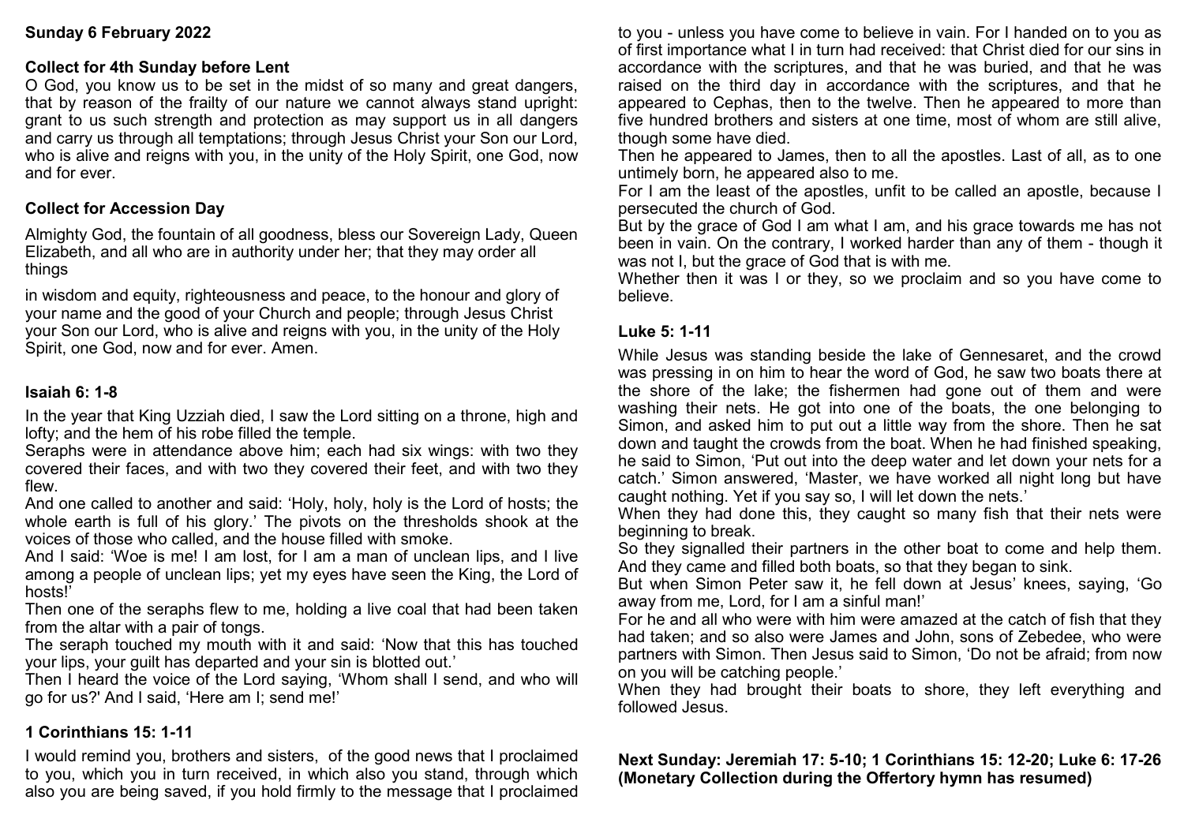**Sunday 6 February 2022**

**Collect for 4th Sunday before Lent**

O God, you know us to be set in the midst of so many and great dangers, that by reason of the frailty of our nature we cannot always stand upright: grant to us such strength and protection as may support us in all dangers and carry us through all temptations; through Jesus Christ your Son our Lord, who is alive and reigns with you, in the unity of the Holy Spirit, one God, now and for ever.

**Collect for Accession Day**

Almighty God, the fountain of all goodness, bless our Sovereign Lady, Queen Elizabeth, and all who are in authority under her; that they may order all things

in wisdom and equity, righteousness and peace, to the honour and glory of your name and the good of your Church and people; through Jesus Christ your Son our Lord, who is alive and reigns with you, in the unity of the Holy Spirit, one God, now and for ever. Amen.

**Isaiah 6: 1-8**

In the year that King Uzziah died, I saw the Lord sitting on a throne, high and lofty; and the hem of his robe filled the temple.

Seraphs were in attendance above him; each had six wings: with two they covered their faces, and with two they covered their feet, and with two they flew.

And one called to another and said: 'Holy, holy, holy is the Lord of hosts; the whole earth is full of his glory.' The pivots on the thresholds shook at the voices of those who called, and the house filled with smoke.

And I said: 'Woe is me! I am lost, for I am a man of unclean lips, and I live among a people of unclean lips; yet my eyes have seen the King, the Lord of hosts!'

Then one of the seraphs flew to me, holding a live coal that had been taken from the altar with a pair of tongs.

The seraph touched my mouth with it and said: 'Now that this has touched your lips, your guilt has departed and your sin is blotted out.'

Then I heard the voice of the Lord saying, 'Whom shall I send, and who will go for us?' And I said, 'Here am I; send me!'

**1 Corinthians 15: 1-11**

I would remind you, brothers and sisters, of the good news that I proclaimed to you, which you in turn received, in which also you stand, through which also you are being saved, if you hold firmly to the message that I proclaimed to you - unless you have come to believe in vain. For I handed on to you as of first importance what I in turn had received: that Christ died for our sins in accordance with the scriptures, and that he was buried, and that he was raised on the third day in accordance with the scriptures, and that he appeared to Cephas, then to the twelve. Then he appeared to more than five hundred brothers and sisters at one time, most of whom are still alive, though some have died.

Then he appeared to James, then to all the apostles. Last of all, as to one untimely born, he appeared also to me.

For I am the least of the apostles, unfit to be called an apostle, because I persecuted the church of God.

But by the grace of God I am what I am, and his grace towards me has not been in vain. On the contrary, I worked harder than any of them - though it was not I, but the grace of God that is with me.

Whether then it was I or they, so we proclaim and so you have come to believe.

**Luke 5: 1-11**

While Jesus was standing beside the lake of Gennesaret, and the crowd was pressing in on him to hear the word of God, he saw two boats there at the shore of the lake; the fishermen had gone out of them and were washing their nets. He got into one of the boats, the one belonging to Simon, and asked him to put out a little way from the shore. Then he sat down and taught the crowds from the boat. When he had finished speaking, he said to Simon, 'Put out into the deep water and let down your nets for a catch.' Simon answered, 'Master, we have worked all night long but have caught nothing. Yet if you say so, I will let down the nets.'

When they had done this, they caught so many fish that their nets were beginning to break.

So they signalled their partners in the other boat to come and help them. And they came and filled both boats, so that they began to sink.

But when Simon Peter saw it, he fell down at Jesus' knees, saying, 'Go away from me, Lord, for I am a sinful man!'

For he and all who were with him were amazed at the catch of fish that they had taken; and so also were James and John, sons of Zebedee, who were partners with Simon. Then Jesus said to Simon, 'Do not be afraid; from now on you will be catching people.'

When they had brought their boats to shore, they left everything and followed Jesus.

**Next Sunday: Jeremiah 17: 5-10; 1 Corinthians 15: 12-20; Luke 6: 17-26 (Monetary Collection during the Offertory hymn has resumed)**